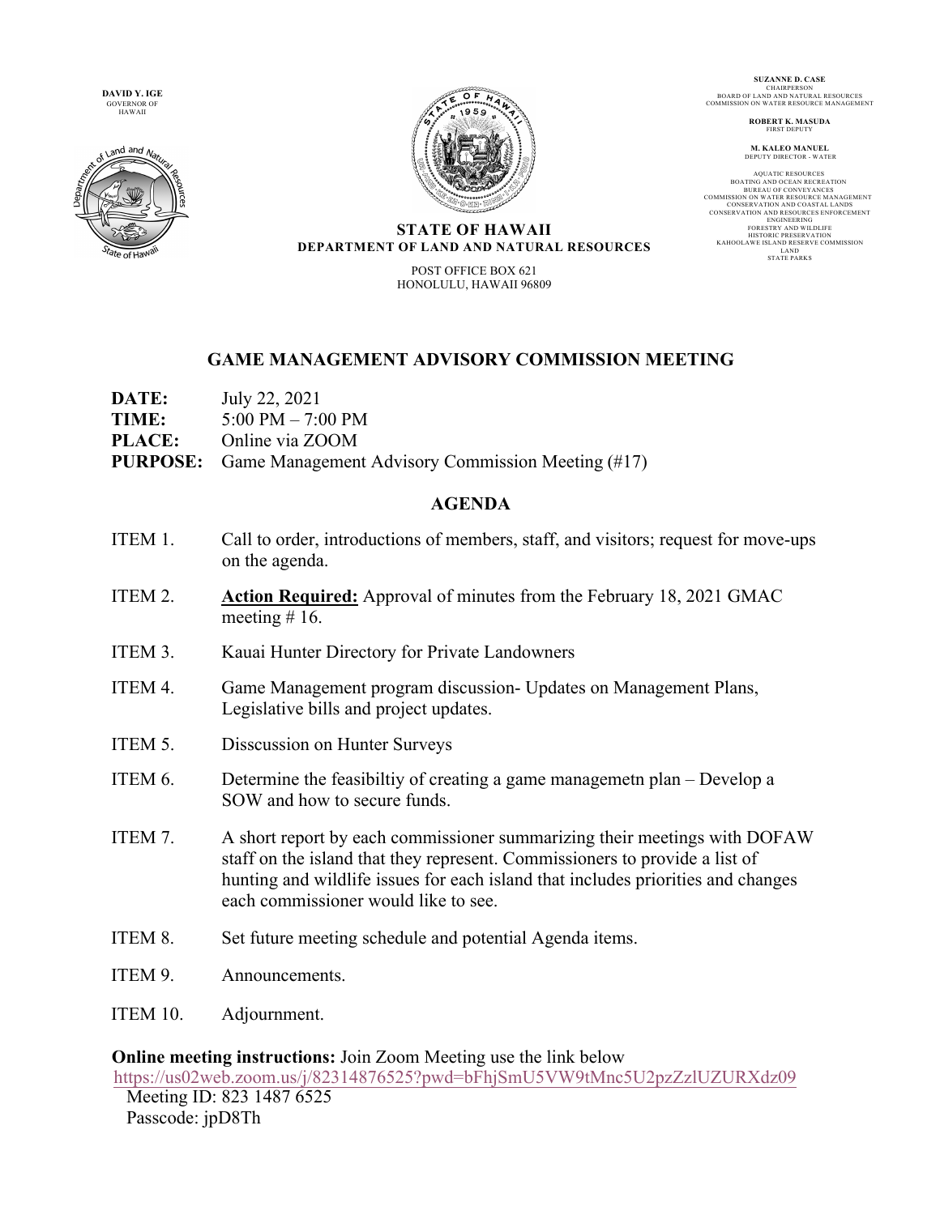**DAVID Y. IGE**
GOVERNOR OF HAWAII

**SUZANNE D. CASE**
CHAIRPERSON
BOARD OF LAND AND NATURAL RESOURCES
COMMISSION ON WATER RESOURCE MANAGEMENT

**ROBERT K. MASUDA**
FIRST DEPUTY

**M. KALEO MANUEL**
DEPUTY DIRECTOR - WATER

AQUATIC RESOURCES
BOATING AND OCEAN RECREATION
BUREAU OF CONVEYANCES
COMMISSION ON WATER RESOURCE MANAGEMENT
CONSERVATION AND COASTAL LANDS
CONSERVATION AND RESOURCES ENFORCEMENT
ENGINEERING
FORESTRY AND WILDLIFE
HISTORIC PRESERVATION
KAHOOLAWE ISLAND RESERVE COMMISSION
LAND
STATE PARKS

**STATE OF HAWAII**
**DEPARTMENT OF LAND AND NATURAL RESOURCES**

POST OFFICE BOX 621
HONOLULU, HAWAII 96809

## GAME MANAGEMENT ADVISORY COMMISSION MEETING

**DATE:** July 22, 2021
**TIME:** 5:00 PM – 7:00 PM
**PLACE:** Online via ZOOM
**PURPOSE:** Game Management Advisory Commission Meeting (#17)

## AGENDA

ITEM 1. Call to order, introductions of members, staff, and visitors; request for move-ups on the agenda.

ITEM 2. **Action Required:** Approval of minutes from the February 18, 2021 GMAC meeting # 16.

ITEM 3. Kauai Hunter Directory for Private Landowners

ITEM 4. Game Management program discussion- Updates on Management Plans, Legislative bills and project updates.

ITEM 5. Disscussion on Hunter Surveys

ITEM 6. Determine the feasibiltiy of creating a game managemetn plan – Develop a SOW and how to secure funds.

ITEM 7. A short report by each commissioner summarizing their meetings with DOFAW staff on the island that they represent. Commissioners to provide a list of hunting and wildlife issues for each island that includes priorities and changes each commissioner would like to see.

ITEM 8. Set future meeting schedule and potential Agenda items.

ITEM 9. Announcements.

ITEM 10. Adjournment.

**Online meeting instructions:** Join Zoom Meeting use the link below
https://us02web.zoom.us/j/82314876525?pwd=bFhjSmU5VW9tMnc5U2pzZzlUZURXdz09
Meeting ID: 823 1487 6525
Passcode: jpD8Th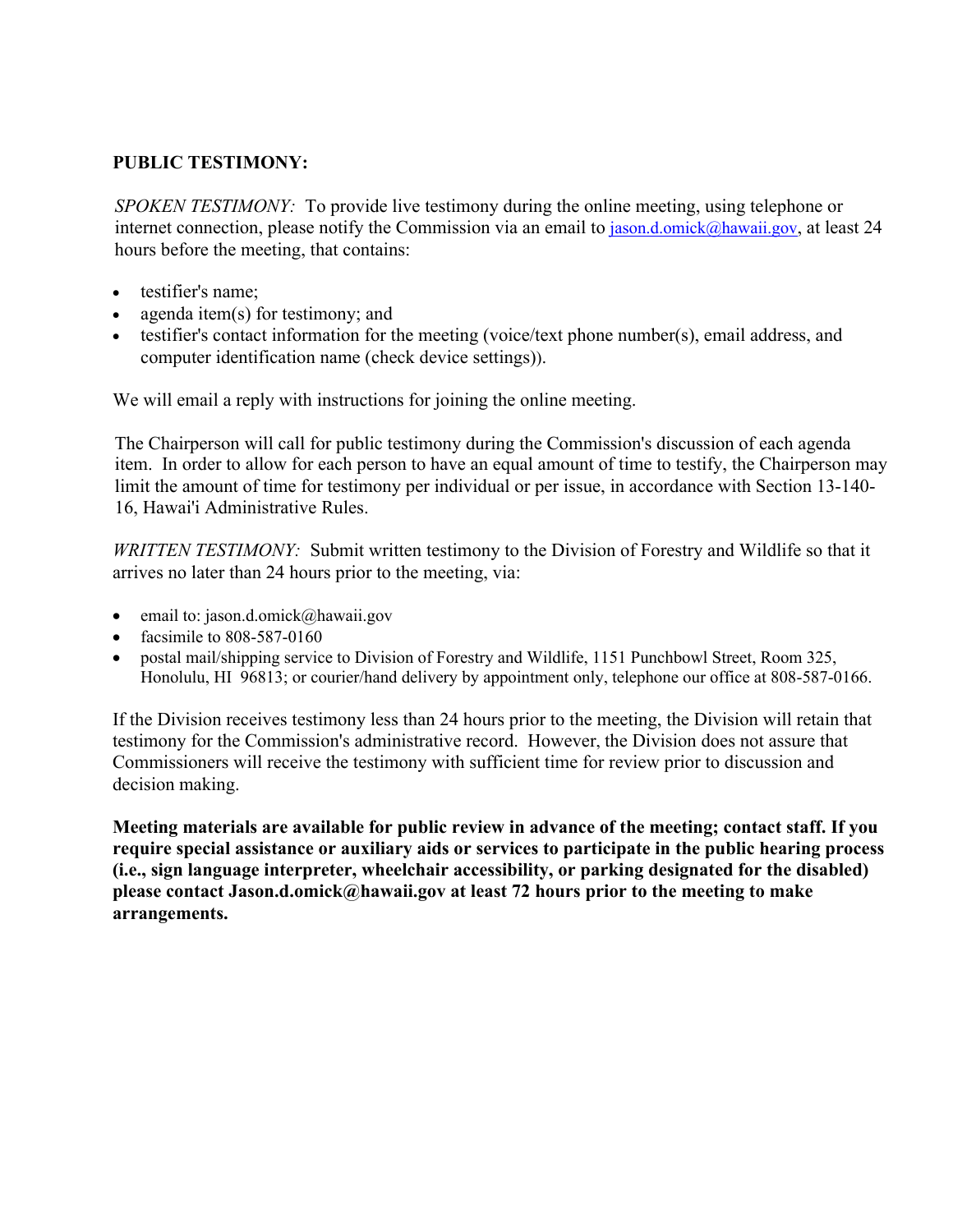**PUBLIC TESTIMONY:**

*SPOKEN TESTIMONY:* To provide live testimony during the online meeting, using telephone or internet connection, please notify the Commission via an email to jason.d.omick@hawaii.gov, at least 24 hours before the meeting, that contains:

- testifier's name;
- agenda item(s) for testimony; and
- testifier's contact information for the meeting (voice/text phone number(s), email address, and computer identification name (check device settings)).

We will email a reply with instructions for joining the online meeting.

The Chairperson will call for public testimony during the Commission's discussion of each agenda item. In order to allow for each person to have an equal amount of time to testify, the Chairperson may limit the amount of time for testimony per individual or per issue, in accordance with Section 13-140-16, Hawai'i Administrative Rules.

*WRITTEN TESTIMONY:* Submit written testimony to the Division of Forestry and Wildlife so that it arrives no later than 24 hours prior to the meeting, via:

- email to: jason.d.omick@hawaii.gov
- facsimile to 808-587-0160
- postal mail/shipping service to Division of Forestry and Wildlife, 1151 Punchbowl Street, Room 325, Honolulu, HI 96813; or courier/hand delivery by appointment only, telephone our office at 808-587-0166.

If the Division receives testimony less than 24 hours prior to the meeting, the Division will retain that testimony for the Commission's administrative record. However, the Division does not assure that Commissioners will receive the testimony with sufficient time for review prior to discussion and decision making.

**Meeting materials are available for public review in advance of the meeting; contact staff. If you require special assistance or auxiliary aids or services to participate in the public hearing process (i.e., sign language interpreter, wheelchair accessibility, or parking designated for the disabled) please contact Jason.d.omick@hawaii.gov at least 72 hours prior to the meeting to make arrangements.**